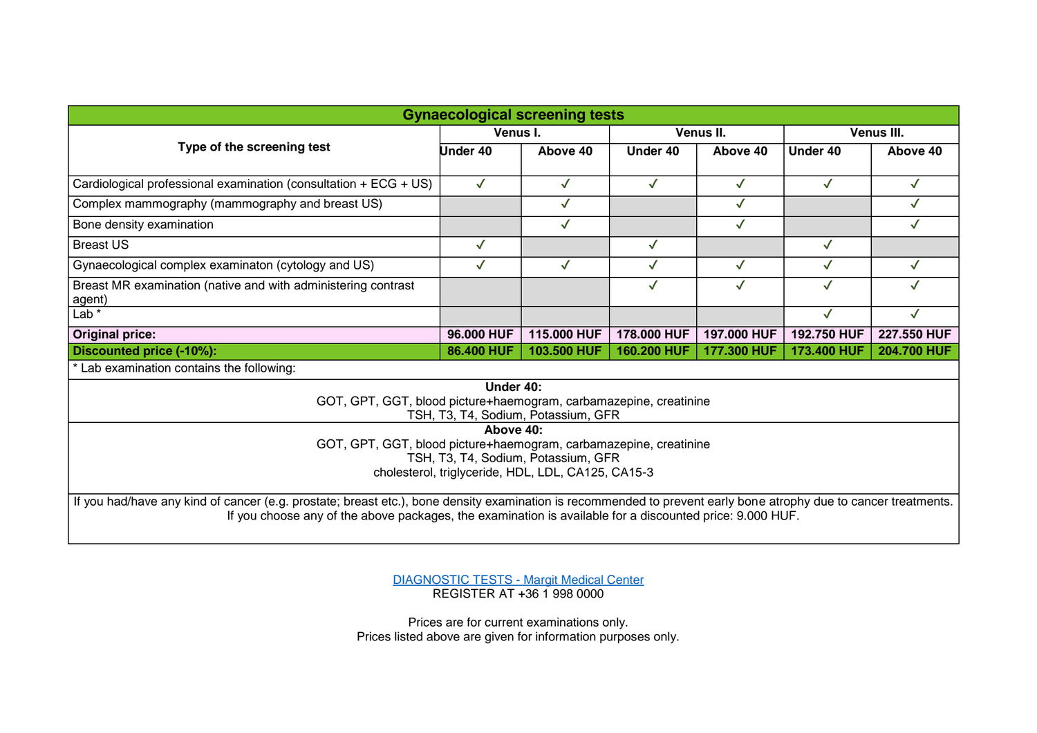| Gynaecological screening tests | | | | | | |
|---|---|---|---|---|---|---|
| Type of the screening test | Venus I. | | Venus II. | | Venus III. | |
| | Under 40 | Above 40 | Under 40 | Above 40 | Under 40 | Above 40 |
| Cardiological professional examination (consultation + ECG + US) | ✓ | ✓ | ✓ | ✓ | ✓ | ✓ |
| Complex mammography (mammography and breast US) | | ✓ | | ✓ | | ✓ |
| Bone density examination | | ✓ | | ✓ | | ✓ |
| Breast US | ✓ | | ✓ | | ✓ | |
| Gynaecological complex examinaton (cytology and US) | ✓ | ✓ | ✓ | ✓ | ✓ | ✓ |
| Breast MR examination (native and with administering contrast agent) | | | ✓ | ✓ | ✓ | ✓ |
| Lab * | | | | | ✓ | ✓ |
| **Original price:** | **96.000 HUF** | **115.000 HUF** | **178.000 HUF** | **197.000 HUF** | **192.750 HUF** | **227.550 HUF** |
| **Discounted price (-10%):** | **86.400 HUF** | **103.500 HUF** | **160.200 HUF** | **177.300 HUF** | **173.400 HUF** | **204.700 HUF** |

* Lab examination contains the following:

**Under 40:**
GOT, GPT, GGT, blood picture+haemogram, carbamazepine, creatinine
TSH, T3, T4, Sodium, Potassium, GFR

**Above 40:**
GOT, GPT, GGT, blood picture+haemogram, carbamazepine, creatinine
TSH, T3, T4, Sodium, Potassium, GFR
cholesterol, triglyceride, HDL, LDL, CA125, CA15-3

If you had/have any kind of cancer (e.g. prostate; breast etc.), bone density examination is recommended to prevent early bone atrophy due to cancer treatments. If you choose any of the above packages, the examination is available for a discounted price: 9.000 HUF.

[DIAGNOSTIC TESTS - Margit Medical Center]
REGISTER AT +36 1 998 0000

Prices are for current examinations only.
Prices listed above are given for information purposes only.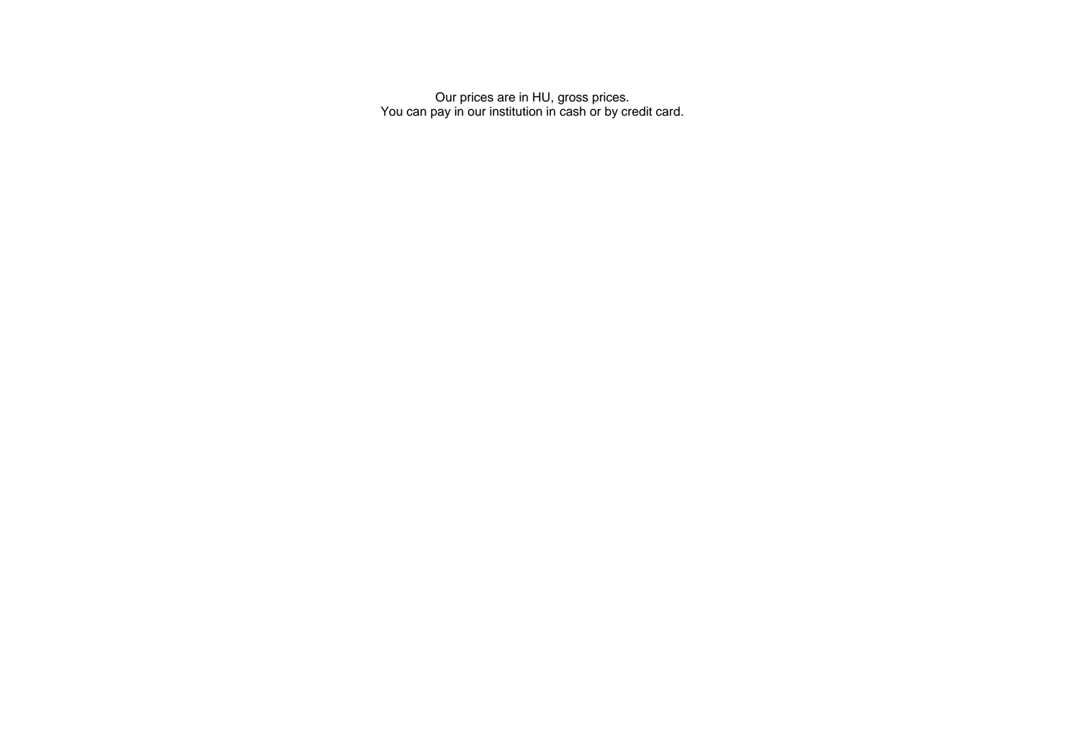Our prices are in HU, gross prices.
You can pay in our institution in cash or by credit card.